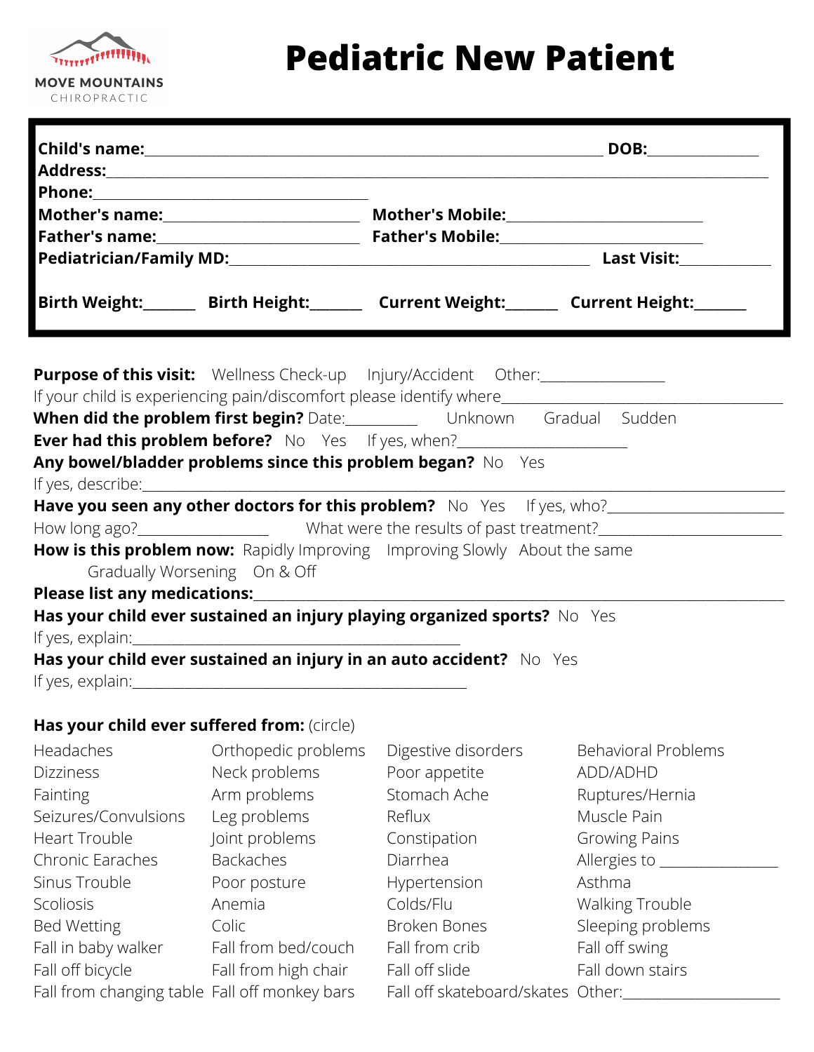MOVE MOUNTAINS
CHIROPRACTIC

# Pediatric New Patient

**Child's name:**\_\_\_\_\_\_\_\_\_\_\_\_\_\_\_\_\_\_\_\_\_\_\_\_\_\_\_\_\_\_\_\_\_\_\_\_\_\_\_\_ **DOB:**\_\_\_\_\_\_\_\_\_\_\_\_\_\_
**Address:**\_\_\_\_\_\_\_\_\_\_\_\_\_\_\_\_\_\_\_\_\_\_\_\_\_\_\_\_\_\_\_\_\_\_\_\_\_\_\_\_\_\_\_\_\_\_\_\_\_\_\_\_\_\_\_\_\_\_\_\_
**Phone:**\_\_\_\_\_\_\_\_\_\_\_\_\_\_\_\_\_\_\_\_\_\_\_\_\_\_\_\_\_\_\_\_
**Mother's name:**\_\_\_\_\_\_\_\_\_\_\_\_\_\_\_\_\_\_\_\_\_\_ **Mother's Mobile:**\_\_\_\_\_\_\_\_\_\_\_\_\_\_\_\_\_\_\_\_\_\_
**Father's name:**\_\_\_\_\_\_\_\_\_\_\_\_\_\_\_\_\_\_\_\_\_\_ **Father's Mobile:**\_\_\_\_\_\_\_\_\_\_\_\_\_\_\_\_\_\_\_\_\_\_
**Pediatrician/Family MD:**\_\_\_\_\_\_\_\_\_\_\_\_\_\_\_\_\_\_\_\_\_\_\_\_\_\_\_\_\_\_\_\_\_\_\_\_\_\_\_\_ **Last Visit:**\_\_\_\_\_\_\_\_\_\_\_

**Birth Weight:**\_\_\_\_\_\_ **Birth Height:**\_\_\_\_\_\_ **Current Weight:**\_\_\_\_\_\_ **Current Height:**\_\_\_\_\_\_

**Purpose of this visit:** Wellness Check-up Injury/Accident Other:\_\_\_\_\_\_\_\_\_\_\_\_\_\_\_\_
If your child is experiencing pain/discomfort please identify where\_\_\_\_\_\_\_\_\_\_\_\_\_\_\_\_\_\_\_\_\_\_\_\_\_\_\_\_\_\_\_\_
**When did the problem first begin?** Date:\_\_\_\_\_\_\_\_\_ Unknown Gradual Sudden
**Ever had this problem before?** No Yes If yes, when?\_\_\_\_\_\_\_\_\_\_\_\_\_\_\_\_\_\_\_\_
**Any bowel/bladder problems since this problem began?** No Yes
If yes, describe:\_\_\_\_\_\_\_\_\_\_\_\_\_\_\_\_\_\_\_\_\_\_\_\_\_\_\_\_\_\_\_\_\_\_\_\_\_\_\_\_\_\_\_\_\_\_\_\_\_\_\_\_\_\_\_\_\_\_\_\_
**Have you seen any other doctors for this problem?** No Yes If yes, who?\_\_\_\_\_\_\_\_\_\_\_\_\_\_\_\_\_\_\_\_
How long ago?\_\_\_\_\_\_\_\_\_\_\_\_\_\_\_\_ What were the results of past treatment?\_\_\_\_\_\_\_\_\_\_\_\_\_\_\_\_\_\_\_\_
**How is this problem now:** Rapidly Improving Improving Slowly About the same
Gradually Worsening On & Off
**Please list any medications:**\_\_\_\_\_\_\_\_\_\_\_\_\_\_\_\_\_\_\_\_\_\_\_\_\_\_\_\_\_\_\_\_\_\_\_\_\_\_\_\_\_\_\_\_\_\_\_\_\_\_\_\_
**Has your child ever sustained an injury playing organized sports?** No Yes
If yes, explain:\_\_\_\_\_\_\_\_\_\_\_\_\_\_\_\_\_\_\_\_\_\_\_\_\_\_\_\_\_\_\_\_\_\_\_\_\_\_\_\_
**Has your child ever sustained an injury in an auto accident?** No Yes
If yes, explain:\_\_\_\_\_\_\_\_\_\_\_\_\_\_\_\_\_\_\_\_\_\_\_\_\_\_\_\_\_\_\_\_\_\_\_\_\_\_\_\_

**Has your child ever suffered from:** (circle)

| | | | |
|---|---|---|---|
| Headaches | Orthopedic problems | Digestive disorders | Behavioral Problems |
| Dizziness | Neck problems | Poor appetite | ADD/ADHD |
| Fainting | Arm problems | Stomach Ache | Ruptures/Hernia |
| Seizures/Convulsions | Leg problems | Reflux | Muscle Pain |
| Heart Trouble | Joint problems | Constipation | Growing Pains |
| Chronic Earaches | Backaches | Diarrhea | Allergies to \_\_\_\_\_\_\_\_\_\_\_\_\_\_ |
| Sinus Trouble | Poor posture | Hypertension | Asthma |
| Scoliosis | Anemia | Colds/Flu | Walking Trouble |
| Bed Wetting | Colic | Broken Bones | Sleeping problems |
| Fall in baby walker | Fall from bed/couch | Fall from crib | Fall off swing |
| Fall off bicycle | Fall from high chair | Fall off slide | Fall down stairs |
| Fall from changing table | Fall off monkey bars | Fall off skateboard/skates | Other:\_\_\_\_\_\_\_\_\_\_\_\_\_\_\_\_\_\_ |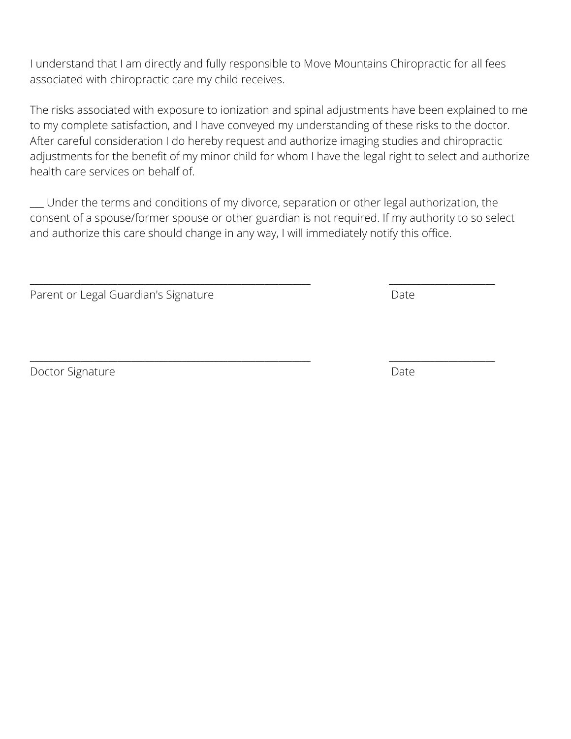I understand that I am directly and fully responsible to Move Mountains Chiropractic for all fees associated with chiropractic care my child receives.

The risks associated with exposure to ionization and spinal adjustments have been explained to me to my complete satisfaction, and I have conveyed my understanding of these risks to the doctor. After careful consideration I do hereby request and authorize imaging studies and chiropractic adjustments for the benefit of my minor child for whom I have the legal right to select and authorize health care services on behalf of.

___ Under the terms and conditions of my divorce, separation or other legal authorization, the consent of a spouse/former spouse or other guardian is not required. If my authority to so select and authorize this care should change in any way, I will immediately notify this office.

\_\_\_\_\_\_\_\_\_\_\_\_\_\_\_\_\_\_\_\_\_\_\_\_\_\_\_\_\_\_\_\_\_\_\_\_\_\_\_\_\_\_\_\_\_\_\_\_ \_\_\_\_\_\_\_\_\_\_\_\_\_\_\_\_\_\_\_\_

Parent or Legal Guardian's Signature Date

\_\_\_\_\_\_\_\_\_\_\_\_\_\_\_\_\_\_\_\_\_\_\_\_\_\_\_\_\_\_\_\_\_\_\_\_\_\_\_\_\_\_\_\_\_\_\_\_ \_\_\_\_\_\_\_\_\_\_\_\_\_\_\_\_\_\_\_\_

Doctor Signature Date